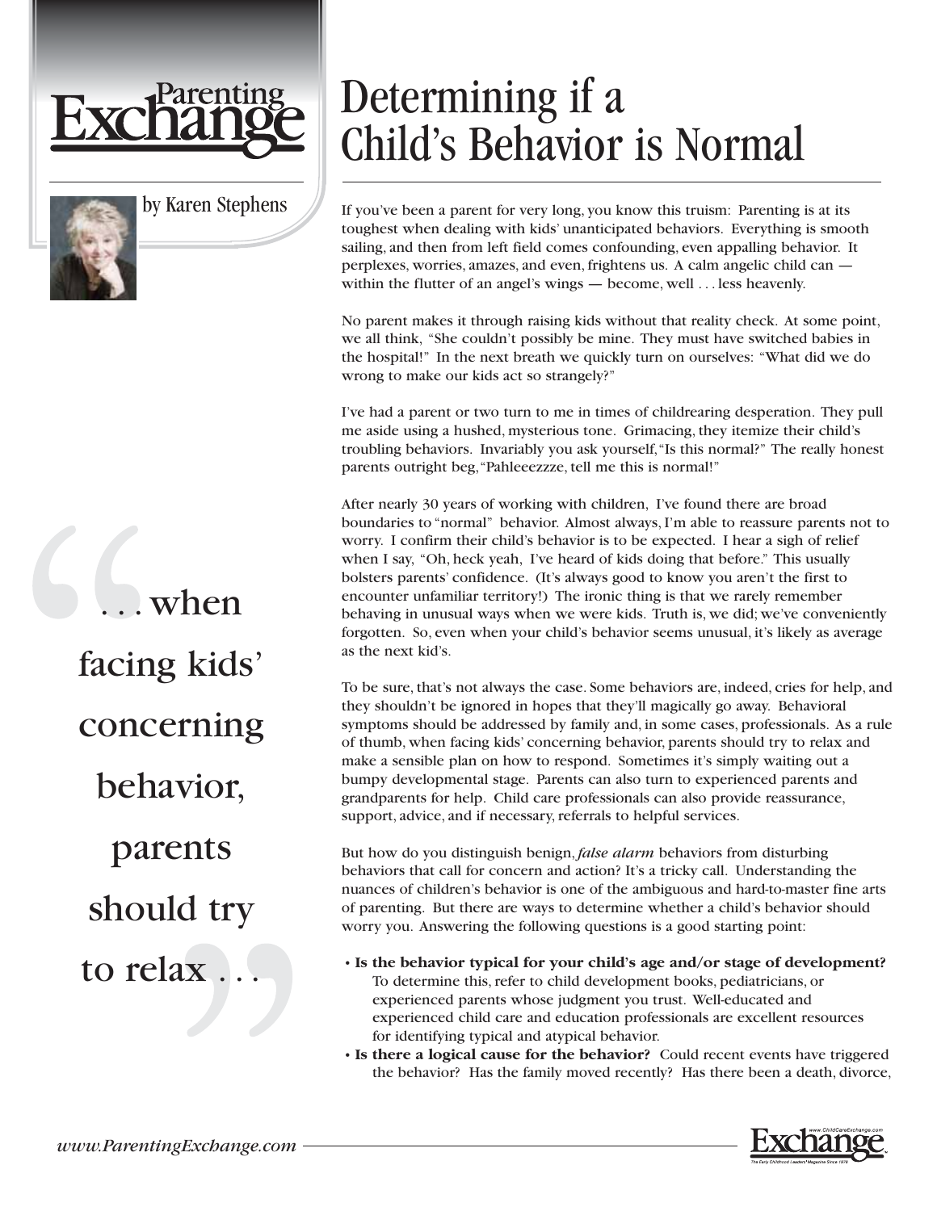# Determining if a Child's Behavior is Normal

by Karen Stephens

If you've been a parent for very long, you know this truism: Parenting is at its toughest when dealing with kids' unanticipated behaviors. Everything is smooth sailing, and then from left field comes confounding, even appalling behavior. It perplexes, worries, amazes, and even, frightens us. A calm angelic child can — within the flutter of an angel's wings — become, well . . . less heavenly.

No parent makes it through raising kids without that reality check. At some point, we all think, "She couldn't possibly be mine. They must have switched babies in the hospital!" In the next breath we quickly turn on ourselves: "What did we do wrong to make our kids act so strangely?"

I've had a parent or two turn to me in times of childrearing desperation. They pull me aside using a hushed, mysterious tone. Grimacing, they itemize their child's troubling behaviors. Invariably you ask yourself, "Is this normal?" The really honest parents outright beg, "Pahleeezzze, tell me this is normal!"

After nearly 30 years of working with children, I've found there are broad boundaries to "normal" behavior. Almost always, I'm able to reassure parents not to worry. I confirm their child's behavior is to be expected. I hear a sigh of relief when I say, "Oh, heck yeah, I've heard of kids doing that before." This usually bolsters parents' confidence. (It's always good to know you aren't the first to encounter unfamiliar territory!) The ironic thing is that we rarely remember behaving in unusual ways when we were kids. Truth is, we did; we've conveniently forgotten. So, even when your child's behavior seems unusual, it's likely as average as the next kid's.

To be sure, that's not always the case. Some behaviors are, indeed, cries for help, and they shouldn't be ignored in hopes that they'll magically go away. Behavioral symptoms should be addressed by family and, in some cases, professionals. As a rule of thumb, when facing kids' concerning behavior, parents should try to relax and make a sensible plan on how to respond. Sometimes it's simply waiting out a bumpy developmental stage. Parents can also turn to experienced parents and grandparents for help. Child care professionals can also provide reassurance, support, advice, and if necessary, referrals to helpful services.

> ". . . when facing kids' concerning behavior, parents should try to relax . . ."

But how do you distinguish benign, *false alarm* behaviors from disturbing behaviors that call for concern and action? It's a tricky call. Understanding the nuances of children's behavior is one of the ambiguous and hard-to-master fine arts of parenting. But there are ways to determine whether a child's behavior should worry you. Answering the following questions is a good starting point:

- **Is the behavior typical for your child's age and/or stage of development?** To determine this, refer to child development books, pediatricians, or experienced parents whose judgment you trust. Well-educated and experienced child care and education professionals are excellent resources for identifying typical and atypical behavior.
- **Is there a logical cause for the behavior?** Could recent events have triggered the behavior? Has the family moved recently? Has there been a death, divorce,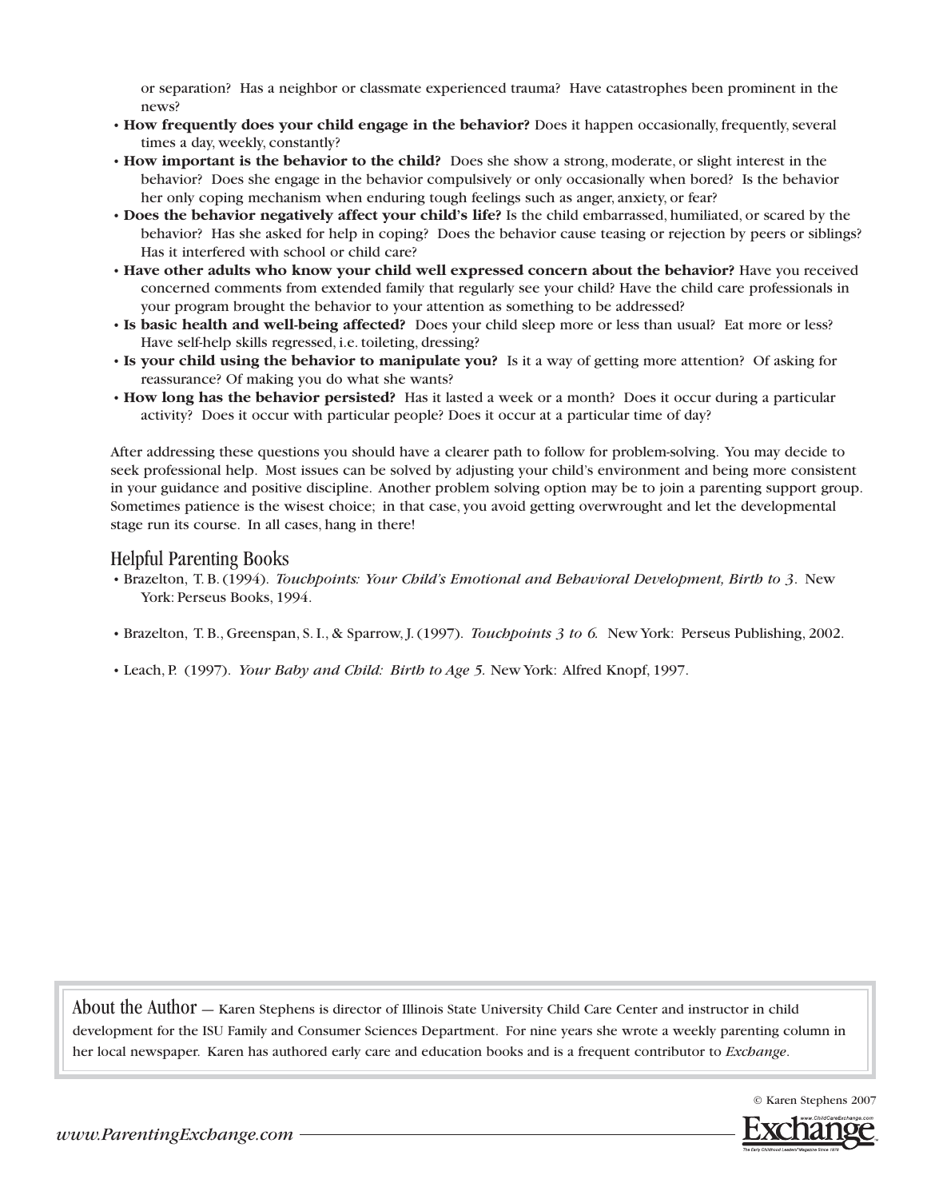or separation? Has a neighbor or classmate experienced trauma? Have catastrophes been prominent in the news?

- **How frequently does your child engage in the behavior?** Does it happen occasionally, frequently, several times a day, weekly, constantly?
- **How important is the behavior to the child?** Does she show a strong, moderate, or slight interest in the behavior? Does she engage in the behavior compulsively or only occasionally when bored? Is the behavior her only coping mechanism when enduring tough feelings such as anger, anxiety, or fear?
- **Does the behavior negatively affect your child's life?** Is the child embarrassed, humiliated, or scared by the behavior? Has she asked for help in coping? Does the behavior cause teasing or rejection by peers or siblings? Has it interfered with school or child care?
- **Have other adults who know your child well expressed concern about the behavior?** Have you received concerned comments from extended family that regularly see your child? Have the child care professionals in your program brought the behavior to your attention as something to be addressed?
- **Is basic health and well-being affected?** Does your child sleep more or less than usual? Eat more or less? Have self-help skills regressed, i.e. toileting, dressing?
- **Is your child using the behavior to manipulate you?** Is it a way of getting more attention? Of asking for reassurance? Of making you do what she wants?
- **How long has the behavior persisted?** Has it lasted a week or a month? Does it occur during a particular activity? Does it occur with particular people? Does it occur at a particular time of day?

After addressing these questions you should have a clearer path to follow for problem-solving. You may decide to seek professional help. Most issues can be solved by adjusting your child's environment and being more consistent in your guidance and positive discipline. Another problem solving option may be to join a parenting support group. Sometimes patience is the wisest choice; in that case, you avoid getting overwrought and let the developmental stage run its course. In all cases, hang in there!

## Helpful Parenting Books

- Brazelton, T. B. (1994). *Touchpoints: Your Child's Emotional and Behavioral Development, Birth to 3*. New York: Perseus Books, 1994.
- Brazelton, T. B., Greenspan, S. I., & Sparrow, J. (1997). *Touchpoints 3 to 6.* New York: Perseus Publishing, 2002.
- Leach, P. (1997). *Your Baby and Child: Birth to Age 5.* New York: Alfred Knopf, 1997.

About the Author — Karen Stephens is director of Illinois State University Child Care Center and instructor in child development for the ISU Family and Consumer Sciences Department. For nine years she wrote a weekly parenting column in her local newspaper. Karen has authored early care and education books and is a frequent contributor to *Exchange*.

© Karen Stephens 2007